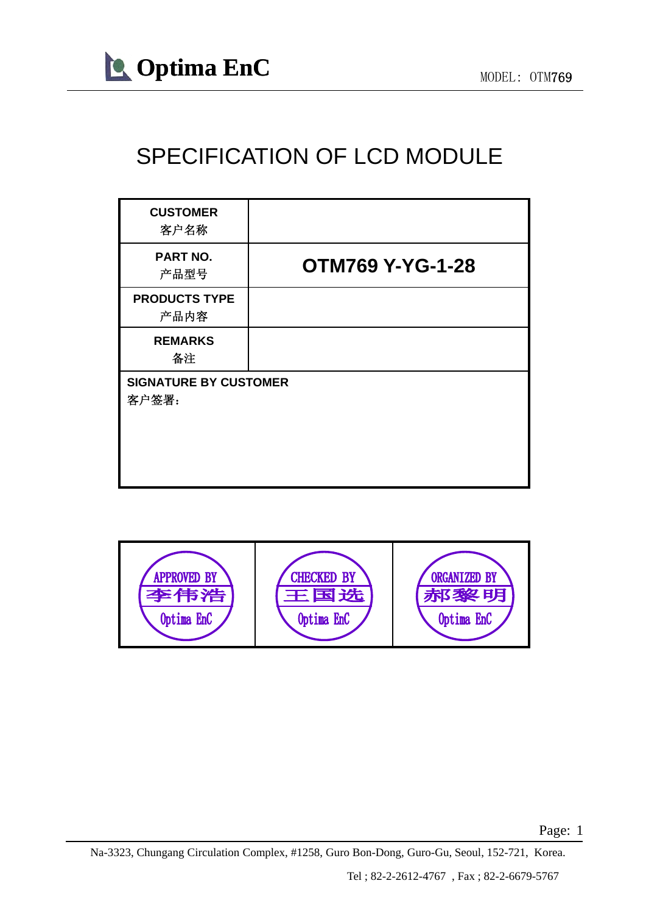# SPECIFICATION OF LCD MODULE

| CUSTOMER<br>客户名称 | |
|---|---|
| PART NO.<br>产品型号 | **OTM769 Y-YG-1-28** |
| PRODUCTS TYPE<br>产品内容 | |
| REMARKS<br>备注 | |
| SIGNATURE BY CUSTOMER<br>客户签署: | |

| APPROVED BY<br>李伟浩<br>Optima EnC | CHECKED BY<br>王国选<br>Optima EnC | ORGANIZED BY<br>郝黎明<br>Optima EnC |
|---|---|---|

Na-3323, Chungang Circulation Complex, #1258, Guro Bon-Dong, Guro-Gu, Seoul, 152-721, Korea.

Tel ; 82-2-2612-4767 , Fax ; 82-2-6679-5767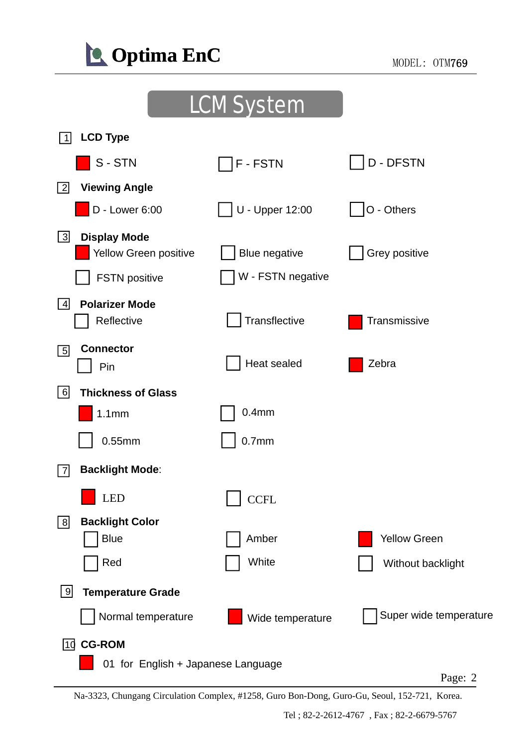MODEL: OTM769

# LCM System

**1 LCD Type**

- [x] S - STN
- [ ] F - FSTN
- [ ] D - DFSTN

**2 Viewing Angle**

- [x] D - Lower 6:00
- [ ] U - Upper 12:00
- [ ] O - Others

**3 Display Mode**

- [x] Yellow Green positive
- [ ] Blue negative
- [ ] Grey positive
- [ ] FSTN positive
- [ ] W - FSTN negative

**4 Polarizer Mode**

- [ ] Reflective
- [ ] Transflective
- [x] Transmissive

**5 Connector**

- [ ] Pin
- [ ] Heat sealed
- [x] Zebra

**6 Thickness of Glass**

- [x] 1.1mm
- [ ] 0.4mm
- [ ] 0.55mm
- [ ] 0.7mm

**7 Backlight Mode:**

- [x] LED
- [ ] CCFL

**8 Backlight Color**

- [ ] Blue
- [ ] Amber
- [x] Yellow Green
- [ ] Red
- [ ] White
- [ ] Without backlight

**9 Temperature Grade**

- [ ] Normal temperature
- [x] Wide temperature
- [ ] Super wide temperature

**10 CG-ROM**

- [x] 01 for English + Japanese Language

Na-3323, Chungang Circulation Complex, #1258, Guro Bon-Dong, Guro-Gu, Seoul, 152-721, Korea.

Tel ; 82-2-2612-4767 , Fax ; 82-2-6679-5767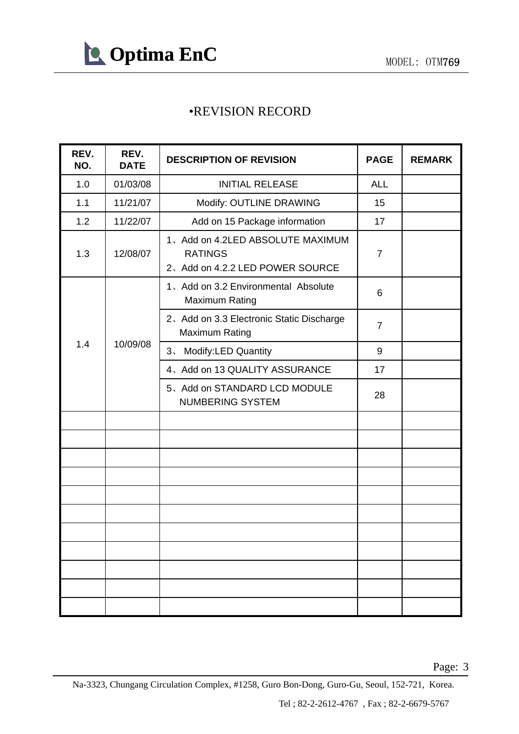# •REVISION RECORD

| REV. NO. | REV. DATE | DESCRIPTION OF REVISION | PAGE | REMARK |
|---|---|---|---|---|
| 1.0 | 01/03/08 | INITIAL RELEASE | ALL | |
| 1.1 | 11/21/07 | Modify: OUTLINE DRAWING | 15 | |
| 1.2 | 11/22/07 | Add on 15 Package information | 17 | |
| 1.3 | 12/08/07 | 1、Add on 4.2LED ABSOLUTE MAXIMUM RATINGS<br>2、Add on 4.2.2 LED POWER SOURCE | 7 | |
| 1.4 | 10/09/08 | 1、Add on 3.2 Environmental Absolute Maximum Rating | 6 | |
| | | 2、Add on 3.3 Electronic Static Discharge Maximum Rating | 7 | |
| | | 3、 Modify:LED Quantity | 9 | |
| | | 4、Add on 13 QUALITY ASSURANCE | 17 | |
| | | 5、Add on STANDARD LCD MODULE NUMBERING SYSTEM | 28 | |
| | | | | |
| | | | | |
| | | | | |
| | | | | |
| | | | | |
| | | | | |
| | | | | |
| | | | | |
| | | | | |
| | | | | |
| | | | | |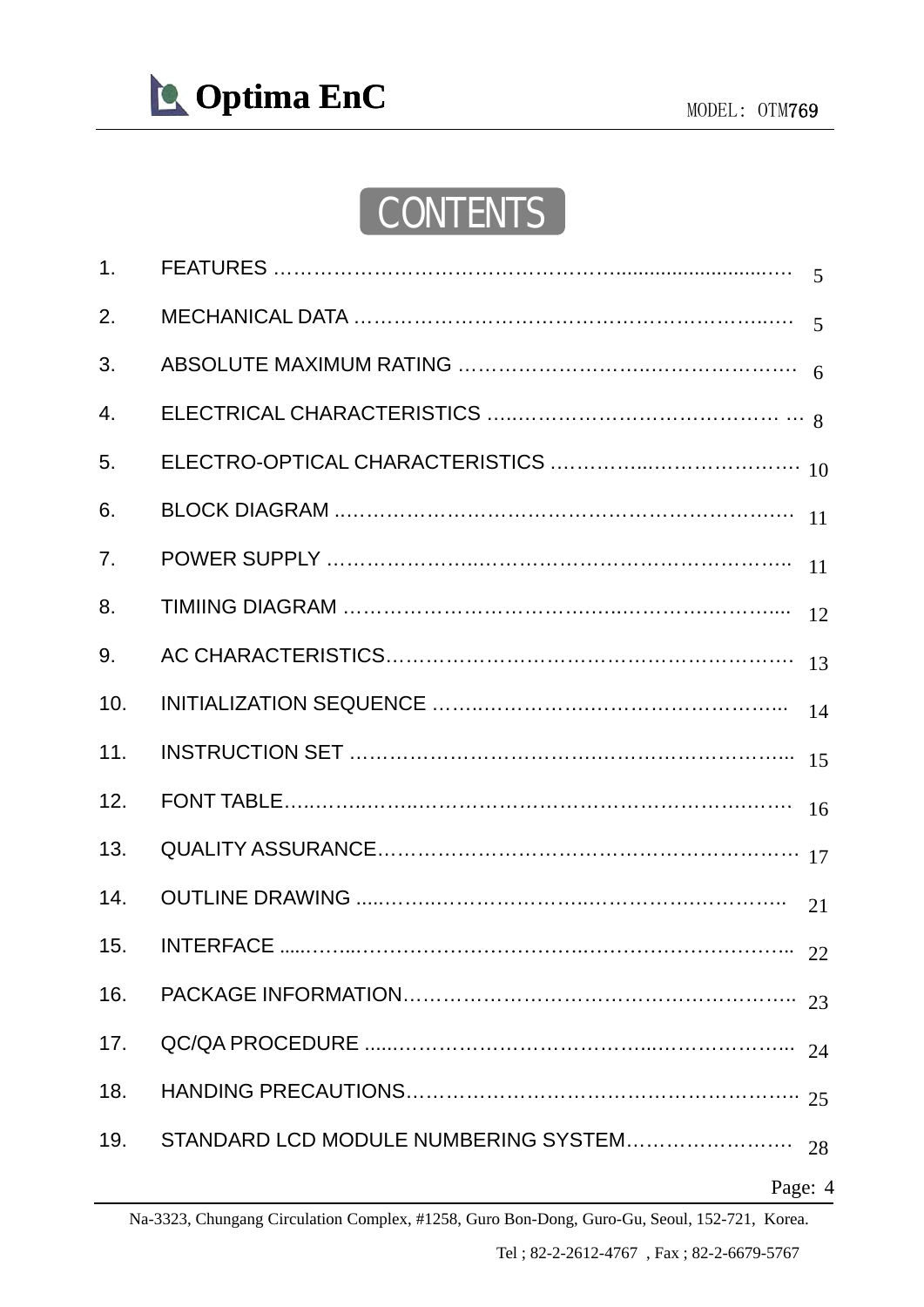# CONTENTS

| | | |
|---|---|---|
| 1. | FEATURES | 5 |
| 2. | MECHANICAL DATA | 5 |
| 3. | ABSOLUTE MAXIMUM RATING | 6 |
| 4. | ELECTRICAL CHARACTERISTICS | 8 |
| 5. | ELECTRO-OPTICAL CHARACTERISTICS | 10 |
| 6. | BLOCK DIAGRAM | 11 |
| 7. | POWER SUPPLY | 11 |
| 8. | TIMIING DIAGRAM | 12 |
| 9. | AC CHARACTERISTICS | 13 |
| 10. | INITIALIZATION SEQUENCE | 14 |
| 11. | INSTRUCTION SET | 15 |
| 12. | FONT TABLE | 16 |
| 13. | QUALITY ASSURANCE | 17 |
| 14. | OUTLINE DRAWING | 21 |
| 15. | INTERFACE | 22 |
| 16. | PACKAGE INFORMATION | 23 |
| 17. | QC/QA PROCEDURE | 24 |
| 18. | HANDING PRECAUTIONS | 25 |
| 19. | STANDARD LCD MODULE NUMBERING SYSTEM | 28 |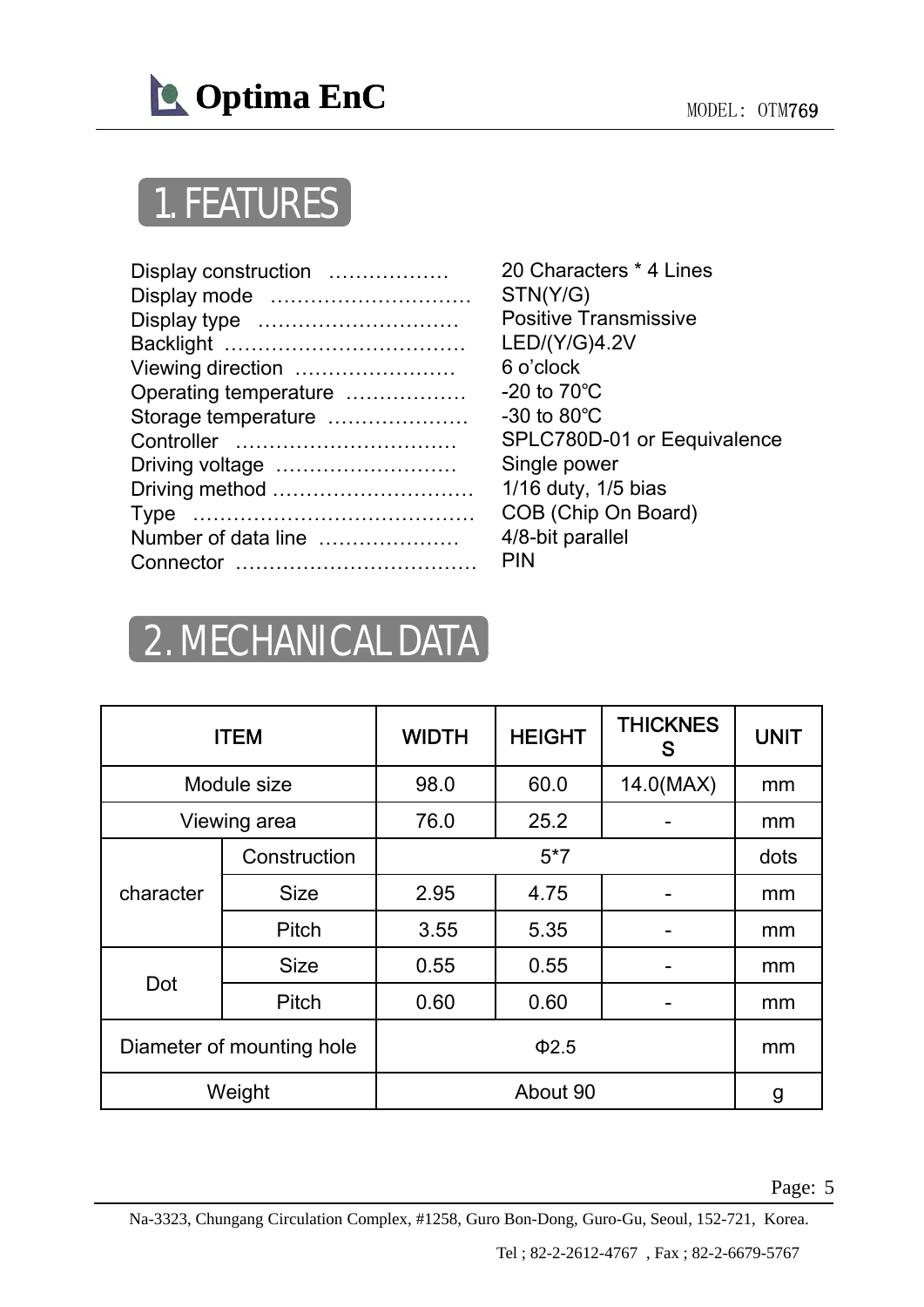# 1. FEATURES

| | |
|---|---|
| Display construction ……………… | 20 Characters * 4 Lines |
| Display mode ………………………… | STN(Y/G) |
| Display type ………………………… | Positive Transmissive |
| Backlight ……………………………… | LED/(Y/G)4.2V |
| Viewing direction …………………… | 6 o'clock |
| Operating temperature ……………… | -20 to 70℃ |
| Storage temperature ………………… | -30 to 80℃ |
| Controller …………………………… | SPLC780D-01 or Eequivalence |
| Driving voltage ……………………… | Single power |
| Driving method ……………………… | 1/16 duty, 1/5 bias |
| Type …………………………………… | COB (Chip On Board) |
| Number of data line ………………… | 4/8-bit parallel |
| Connector ……………………………… | PIN |

# 2. MECHANICAL DATA

| ITEM | | WIDTH | HEIGHT | THICKNESS | UNIT |
|---|---|---|---|---|---|
| Module size | | 98.0 | 60.0 | 14.0(MAX) | mm |
| Viewing area | | 76.0 | 25.2 | - | mm |
| character | Construction | 5*7 | | | dots |
| | Size | 2.95 | 4.75 | - | mm |
| | Pitch | 3.55 | 5.35 | - | mm |
| Dot | Size | 0.55 | 0.55 | - | mm |
| | Pitch | 0.60 | 0.60 | - | mm |
| Diameter of mounting hole | | Φ2.5 | | | mm |
| Weight | | About 90 | | | g |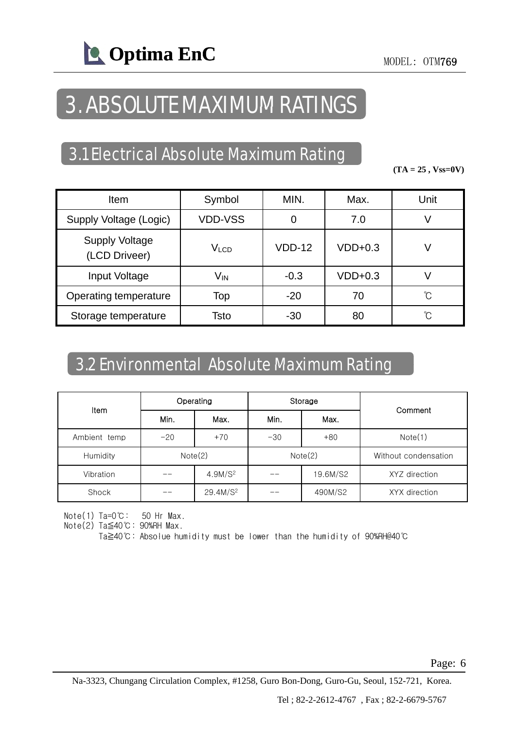# 3. ABSOLUTE MAXIMUM RATINGS

## 3.1 Electrical Absolute Maximum Rating

**(TA = 25 , Vss=0V)**

| Item | Symbol | MIN. | Max. | Unit |
|---|---|---|---|---|
| Supply Voltage (Logic) | VDD-VSS | 0 | 7.0 | V |
| Supply Voltage (LCD Driveer) | $V_{LCD}$ | VDD-12 | VDD+0.3 | V |
| Input Voltage | $V_{IN}$ | -0.3 | VDD+0.3 | V |
| Operating temperature | Top | -20 | 70 | ℃ |
| Storage temperature | Tsto | -30 | 80 | ℃ |

## 3.2 Environmental Absolute Maximum Rating

| Item | Operating | | Storage | | Comment |
|---|---|---|---|---|---|
| | Min. | Max. | Min. | Max. | |
| Ambient temp | −20 | +70 | −30 | +80 | Note(1) |
| Humidity | Note(2) | | Note(2) | | Without condensation |
| Vibration | -- | 4.9M/S$^2$ | -- | 19.6M/S2 | XYZ direction |
| Shock | -- | 29.4M/S$^2$ | -- | 490M/S2 | XYX direction |

Note(1) Ta=0℃ :  50 Hr Max.
Note(2) Ta≦40℃ : 90%RH Max.
Ta≧40℃ : Absolue humidity must be lower than the humidity of 90%RH@40℃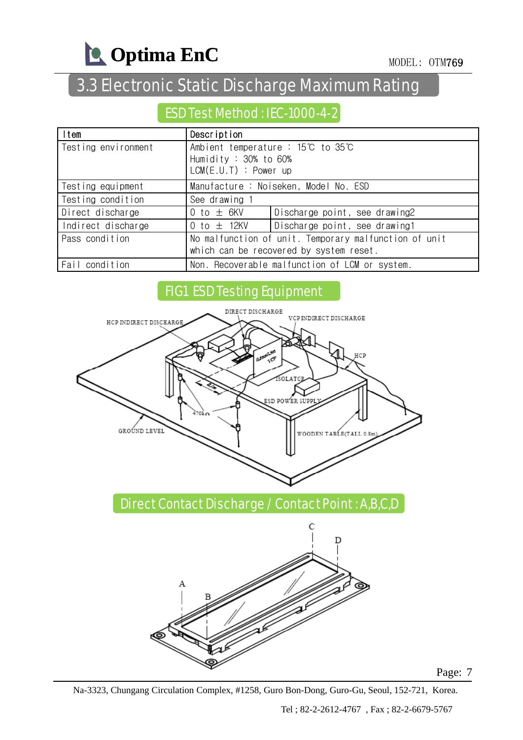## 3.3 Electronic Static Discharge Maximum Rating

### ESD Test Method : IEC-1000-4-2

| Item | Description | |
|---|---|---|
| Testing environment | Ambient temperature : 15℃ to 35℃<br>Humidity : 30% to 60%<br>LCM(E.U.T) : Power up | |
| Testing equipment | Manufacture : Noiseken, Model No. ESD | |
| Testing condition | See drawing 1 | |
| Direct discharge | 0 to ± 6KV | Discharge point, see drawing2 |
| Indirect discharge | 0 to ± 12KV | Discharge point, see drawing1 |
| Pass condition | No malfunction of unit. Temporary malfunction of unit which can be recovered by system reset. | |
| Fail condition | Non. Recoverable malfunction of LCM or system. | |

### FIG1 ESD Testing Equipment

### Direct Contact Discharge / Contact Point : A,B,C,D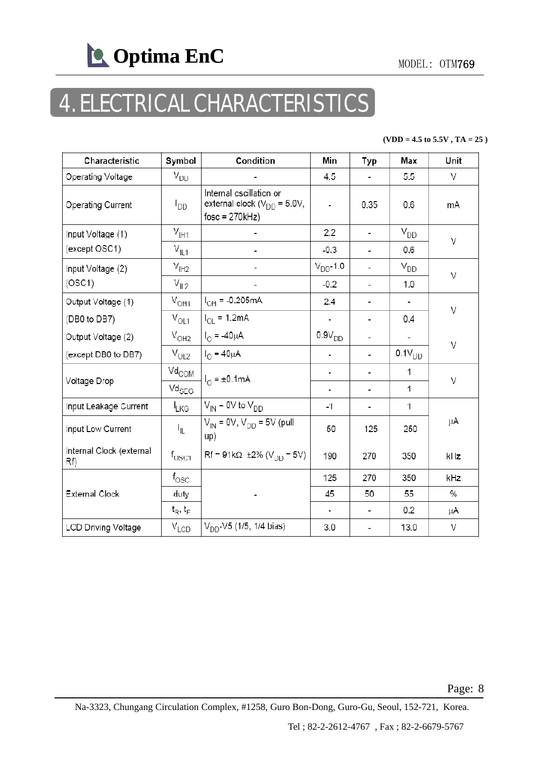# 4. ELECTRICAL CHARACTERISTICS

**(VDD = 4.5 to 5.5V , TA = 25 )**

| Characteristic | Symbol | Condition | Min | Typ | Max | Unit |
|---|---|---|---|---|---|---|
| Operating Voltage | $V_{DD}$ | - | 4.5 | - | 5.5 | V |
| Operating Current | $I_{DD}$ | Internal oscillation or external clock ($V_{DD}$ = 5.0V, fosc = 270kHz) | - | 0.35 | 0.6 | mA |
| Input Voltage (1) (except OSC1) | $V_{IH1}$ | - | 2.2 | - | $V_{DD}$ | V |
| | $V_{IL1}$ | - | -0.3 | - | 0.6 | |
| Input Voltage (2) (OSC1) | $V_{IH2}$ | - | $V_{DD}$-1.0 | - | $V_{DD}$ | V |
| | $V_{IL2}$ | - | -0.2 | - | 1.0 | |
| Output Voltage (1) (DB0 to DB7) | $V_{OH1}$ | $I_{OH}$ = -0.205mA | 2.4 | - | - | V |
| | $V_{OL1}$ | $I_{OL}$ = 1.2mA | - | - | 0.4 | |
| Output Voltage (2) (except DB0 to DB7) | $V_{OH2}$ | $I_O$ = -40μA | $0.9V_{DD}$ | - | - | V |
| | $V_{OL2}$ | $I_O$ = 40μA | - | - | $0.1V_{DD}$ | |
| Voltage Drop | $Vd_{COM}$ | $I_O$ = ±0.1mA | - | - | 1 | V |
| | $Vd_{SEG}$ | | - | - | 1 | |
| Input Leakage Current | $I_{LKG}$ | $V_{IN}$ = 0V to $V_{DD}$ | -1 | - | 1 | μA |
| Input Low Current | $I_{IL}$ | $V_{IN}$ = 0V, $V_{DD}$ = 5V (pull up) | 50 | 125 | 250 | |
| Internal Clock (external Rf) | $f_{OSC1}$ | Rf = 91kΩ ±2% ($V_{DD}$ = 5V) | 190 | 270 | 350 | kHz |
| External Clock | $f_{OSC}$ | - | 125 | 270 | 350 | kHz |
| | duty | | 45 | 50 | 55 | % |
| | $t_R$, $t_F$ | | - | - | 0.2 | μA |
| LCD Driving Voltage | $V_{LCD}$ | $V_{DD}$-V5 (1/5, 1/4 bias) | 3.0 | - | 13.0 | V |

Na-3323, Chungang Circulation Complex, #1258, Guro Bon-Dong, Guro-Gu, Seoul, 152-721, Korea.

Tel ; 82-2-2612-4767 , Fax ; 82-2-6679-5767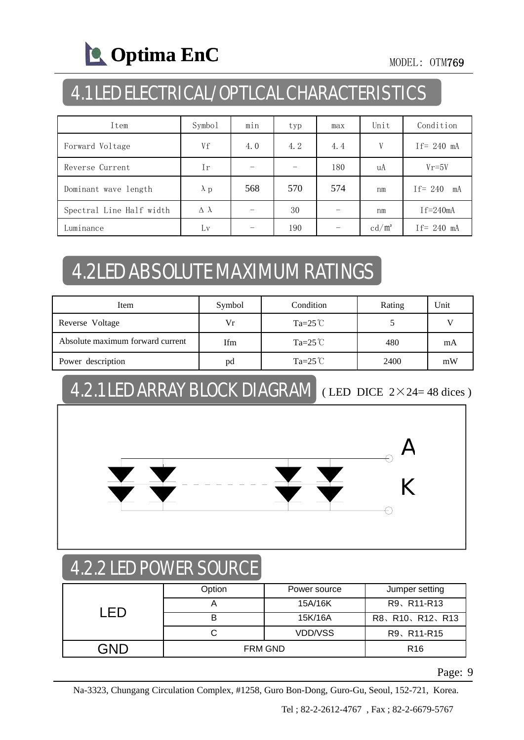## 4.1 LED ELECTRICAL/OPTLCAL CHARACTERISTICS

| Item | Symbol | min | typ | max | Unit | Condition |
|---|---|---|---|---|---|---|
| Forward Voltage | Vf | 4.0 | 4.2 | 4.4 | V | If= 240 mA |
| Reverse Current | Ir | – | – | 180 | uA | Vr=5V |
| Dominant wave length | λp | 568 | 570 | 574 | nm | If= 240 mA |
| Spectral Line Half width | Δλ | – | 30 | – | nm | If=240mA |
| Luminance | Lv | – | 190 | – | cd/㎡ | If= 240 mA |

## 4.2 LED ABSOLUTE MAXIMUM RATINGS

| Item | Symbol | Condition | Rating | Unit |
|---|---|---|---|---|
| Reverse Voltage | Vr | Ta=25℃ | 5 | V |
| Absolute maximum forward current | Ifm | Ta=25℃ | 480 | mA |
| Power description | pd | Ta=25℃ | 2400 | mW |

### 4.2.1 LED ARRAY BLOCK DIAGRAM ( LED DICE 2×24= 48 dices )

A

K

### 4.2.2 LED POWER SOURCE

| | Option | Power source | Jumper setting |
|---|---|---|---|
| LED | A | 15A/16K | R9、R11-R13 |
| | B | 15K/16A | R8、R10、R12、R13 |
| | C | VDD/VSS | R9、R11-R15 |
| GND | FRM GND | | R16 |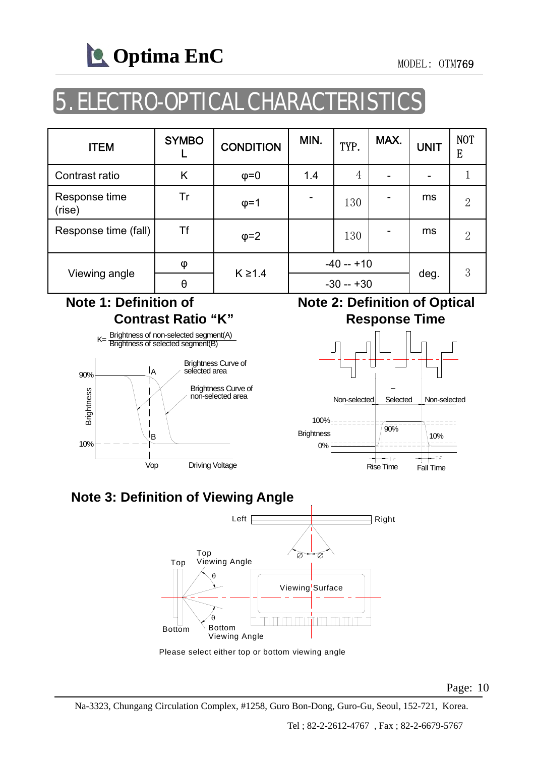# 5. ELECTRO-OPTICAL CHARACTERISTICS

| ITEM | SYMBOL | CONDITION | MIN. | TYP. | MAX. | UNIT | NOTE |
|---|---|---|---|---|---|---|---|
| Contrast ratio | K | φ=0 | 1.4 | 4 | - | - | 1 |
| Response time (rise) | Tr | φ=1 | - | 130 | - | ms | 2 |
| Response time (fall) | Tf | φ=2 | | 130 | - | ms | 2 |
| Viewing angle | φ | K ≥1.4 | -40 -- +10 | | | deg. | 3 |
| | θ | | -30 -- +30 | | | | |

## Note 1: Definition of Contrast Ratio "K"

K= Brightness of non-selected segment(A) / Brightness of selected segment(B)

## Note 2: Definition of Optical Response Time

## Note 3: Definition of Viewing Angle

Please select either top or bottom viewing angle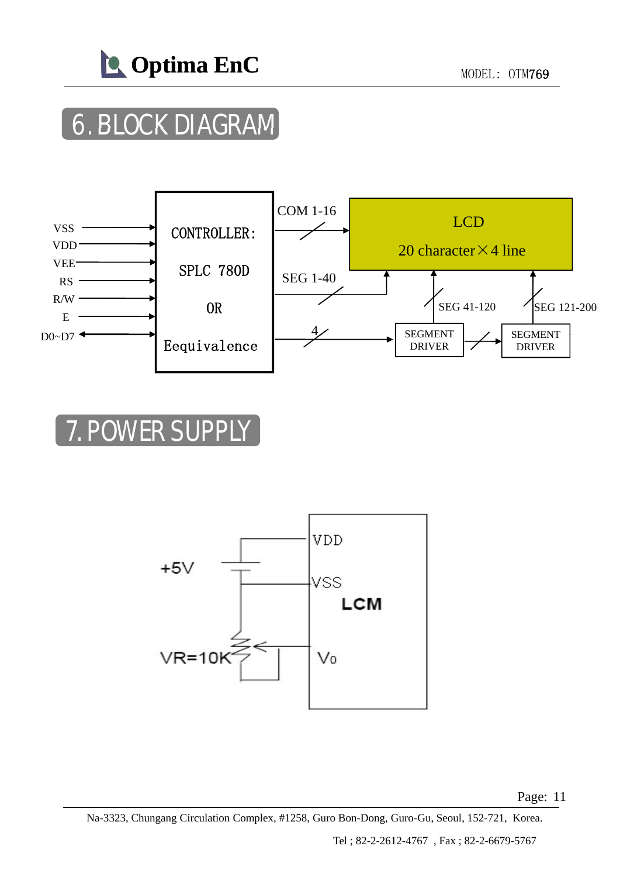# 6. BLOCK DIAGRAM

VSS
VDD
VEE
RS
R/W
E
D0~D7

CONTROLLER:

SPLC 780D

OR

Eequivalence

COM 1-16

SEG 1-40

4

LCD

20 character×4 line

SEG 41-120

SEG 121-200

SEGMENT DRIVER

SEGMENT DRIVER

# 7. POWER SUPPLY

+5V

VDD

VSS

LCM

VR=10K

Vo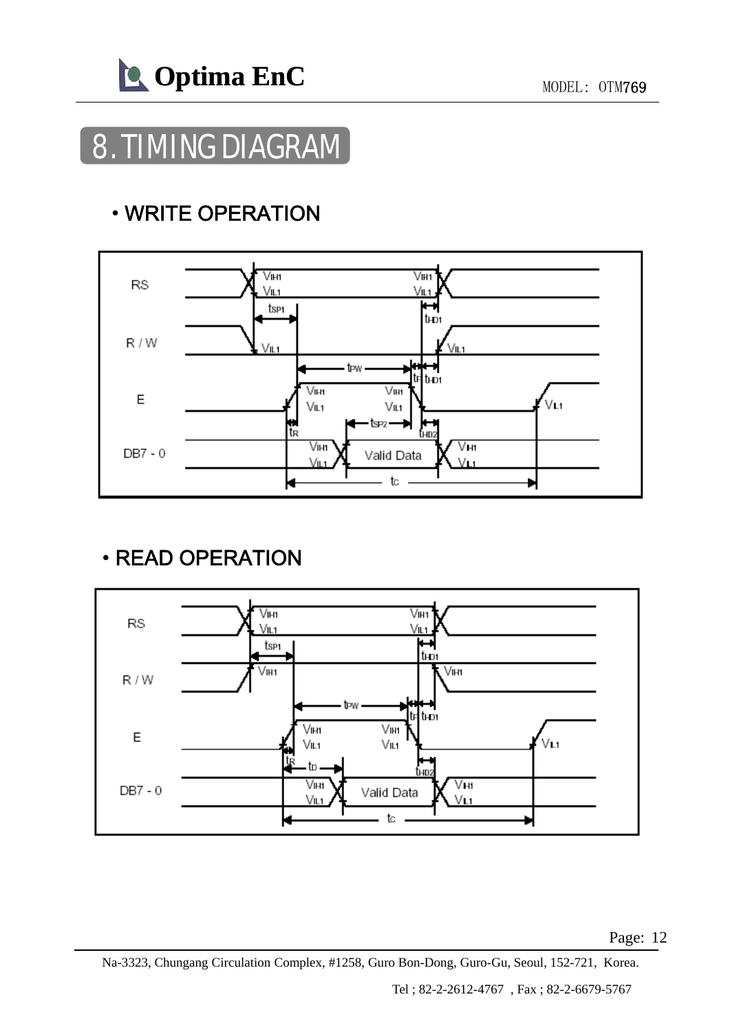# 8. TIMING DIAGRAM

## • WRITE OPERATION

RS — $V_{IH1}$, $V_{IL1}$ — $V_{IH1}$, $V_{IL1}$

$t_{SP1}$ $t_{HD1}$

R / W — $V_{IL1}$ — $V_{IL1}$

$t_{PW}$ $t_F$ $t_{HD1}$

E — $V_{IH1}$, $V_{IL1}$ — $V_{IH1}$, $V_{IL1}$ — $V_{IL1}$

$t_R$ $t_{SP2}$ $t_{HD2}$

DB7 - 0 — $V_{IH1}$, $V_{IL1}$ — Valid Data — $V_{IH1}$, $V_{IL1}$

$t_C$

## • READ OPERATION

RS — $V_{IH1}$, $V_{IL1}$ — $V_{IH1}$, $V_{IL1}$

$t_{SP1}$ $t_{HD1}$

R / W — $V_{IH1}$ — $V_{IH1}$

$t_{PW}$ $t_F$ $t_{HD1}$

E — $V_{IH1}$, $V_{IL1}$ — $V_{IH1}$, $V_{IL1}$ — $V_{IL1}$

$t_R$ $t_D$ $t_{HD2}$

DB7 - 0 — $V_{IH1}$, $V_{IL1}$ — Valid Data — $V_{IH1}$, $V_{IL1}$

$t_C$

Na-3323, Chungang Circulation Complex, #1258, Guro Bon-Dong, Guro-Gu, Seoul, 152-721, Korea.

Tel ; 82-2-2612-4767 , Fax ; 82-2-6679-5767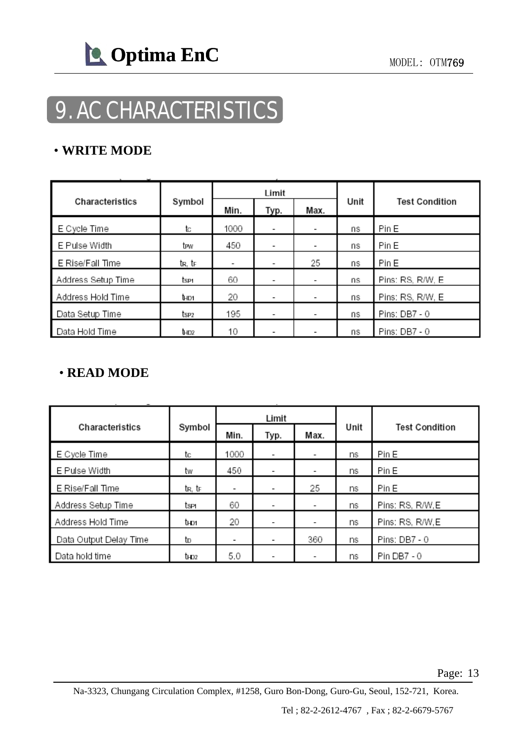# 9. AC CHARACTERISTICS

• **WRITE MODE**

| Characteristics | Symbol | Limit | | | Unit | Test Condition |
|---|---|---|---|---|---|---|
| | | Min. | Typ. | Max. | | |
| E Cycle Time | $t_C$ | 1000 | - | - | ns | Pin E |
| E Pulse Width | $t_{PW}$ | 450 | - | - | ns | Pin E |
| E Rise/Fall Time | $t_R$, $t_F$ | - | - | 25 | ns | Pin E |
| Address Setup Time | $t_{SP1}$ | 60 | - | - | ns | Pins: RS, R/W, E |
| Address Hold Time | $t_{HD1}$ | 20 | - | - | ns | Pins: RS, R/W, E |
| Data Setup Time | $t_{SP2}$ | 195 | - | - | ns | Pins: DB7 - 0 |
| Data Hold Time | $t_{HD2}$ | 10 | - | - | ns | Pins: DB7 - 0 |

• **READ MODE**

| Characteristics | Symbol | Limit | | | Unit | Test Condition |
|---|---|---|---|---|---|---|
| | | Min. | Typ. | Max. | | |
| E Cycle Time | $t_C$ | 1000 | - | - | ns | Pin E |
| E Pulse Width | $t_W$ | 450 | - | - | ns | Pin E |
| E Rise/Fall Time | $t_R$, $t_F$ | - | - | 25 | ns | Pin E |
| Address Setup Time | $t_{SP1}$ | 60 | - | - | ns | Pins: RS, R/W,E |
| Address Hold Time | $t_{HD1}$ | 20 | - | - | ns | Pins: RS, R/W,E |
| Data Output Delay Time | $t_D$ | - | - | 360 | ns | Pins: DB7 - 0 |
| Data hold time | $t_{HD2}$ | 5.0 | - | - | ns | Pin DB7 - 0 |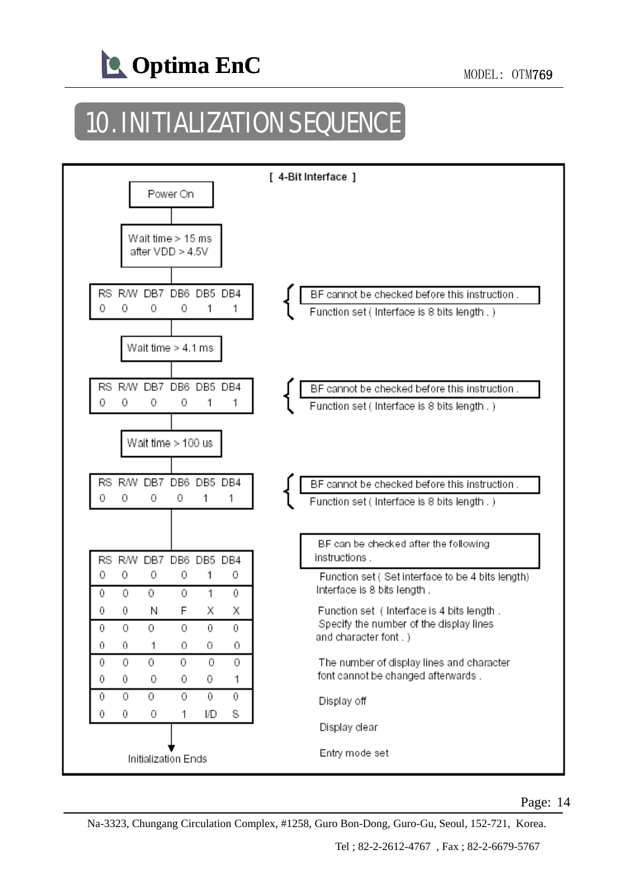# 10. INITIALIZATION SEQUENCE

**[ 4-Bit Interface ]**

Power On

↓

Wait time > 15 ms after VDD > 4.5V

↓

| RS | R/W | DB7 | DB6 | DB5 | DB4 |
|---|---|---|---|---|---|
| 0 | 0 | 0 | 0 | 1 | 1 |

BF cannot be checked before this instruction.
Function set ( Interface is 8 bits length. )

↓

Wait time > 4.1 ms

↓

| RS | R/W | DB7 | DB6 | DB5 | DB4 |
|---|---|---|---|---|---|
| 0 | 0 | 0 | 0 | 1 | 1 |

BF cannot be checked before this instruction.
Function set ( Interface is 8 bits length. )

↓

Wait time > 100 us

↓

| RS | R/W | DB7 | DB6 | DB5 | DB4 |
|---|---|---|---|---|---|
| 0 | 0 | 0 | 0 | 1 | 1 |

BF cannot be checked before this instruction.
Function set ( Interface is 8 bits length. )

↓

BF can be checked after the following instructions.

| RS | R/W | DB7 | DB6 | DB5 | DB4 | |
|---|---|---|---|---|---|---|
| 0 | 0 | 0 | 0 | 1 | 0 | Function set ( Set interface to be 4 bits length) Interface is 8 bits length. |
| 0 | 0 | 0 | 0 | 1 | 0 | Function set ( Interface is 4 bits length. Specify the number of the display lines and character font. ) |
| 0 | 0 | N | F | X | X | The number of display lines and character font cannot be changed afterwards. |
| 0 | 0 | 0 | 0 | 0 | 0 | Display off |
| 0 | 0 | 1 | 0 | 0 | 0 | |
| 0 | 0 | 0 | 0 | 0 | 0 | Display clear |
| 0 | 0 | 0 | 0 | 0 | 1 | |
| 0 | 0 | 0 | 0 | 0 | 0 | Entry mode set |
| 0 | 0 | 0 | 1 | I/D | S | |

↓

Initialization Ends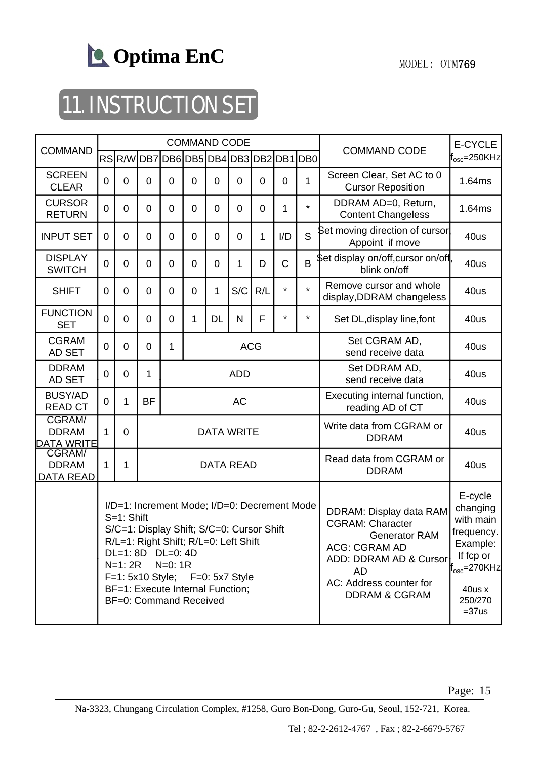# 11. INSTRUCTION SET

| COMMAND | COMMAND CODE | | | | | | | | | | COMMAND CODE | E-CYCLE $f_{osc}$=250KHz |
|---|---|---|---|---|---|---|---|---|---|---|---|---|
| | RS | R/W | DB7 | DB6 | DB5 | DB4 | DB3 | DB2 | DB1 | DB0 | | |
| SCREEN CLEAR | 0 | 0 | 0 | 0 | 0 | 0 | 0 | 0 | 0 | 1 | Screen Clear, Set AC to 0 Cursor Reposition | 1.64ms |
| CURSOR RETURN | 0 | 0 | 0 | 0 | 0 | 0 | 0 | 0 | 1 | * | DDRAM AD=0, Return, Content Changeless | 1.64ms |
| INPUT SET | 0 | 0 | 0 | 0 | 0 | 0 | 0 | 1 | I/D | S | Set moving direction of cursor Appoint if move | 40us |
| DISPLAY SWITCH | 0 | 0 | 0 | 0 | 0 | 0 | 1 | D | C | B | Set display on/off,cursor on/off, blink on/off | 40us |
| SHIFT | 0 | 0 | 0 | 0 | 0 | 1 | S/C | R/L | * | * | Remove cursor and whole display,DDRAM changeless | 40us |
| FUNCTION SET | 0 | 0 | 0 | 0 | 1 | DL | N | F | * | * | Set DL,display line,font | 40us |
| CGRAM AD SET | 0 | 0 | 0 | 1 | ACG | | | | | | Set CGRAM AD, send receive data | 40us |
| DDRAM AD SET | 0 | 0 | 1 | ADD | | | | | | | Set DDRAM AD, send receive data | 40us |
| BUSY/AD READ CT | 0 | 1 | BF | AC | | | | | | | Executing internal function, reading AD of CT | 40us |
| CGRAM/ DDRAM DATA WRITE | 1 | 0 | DATA WRITE | | | | | | | | Write data from CGRAM or DDRAM | 40us |
| CGRAM/ DDRAM DATA READ | 1 | 1 | DATA READ | | | | | | | | Read data from CGRAM or DDRAM | 40us |
| | I/D=1: Increment Mode; I/D=0: Decrement Mode<br>S=1: Shift<br>S/C=1: Display Shift; S/C=0: Cursor Shift<br>R/L=1: Right Shift; R/L=0: Left Shift<br>DL=1: 8D DL=0: 4D<br>N=1: 2R N=0: 1R<br>F=1: 5x10 Style; F=0: 5x7 Style<br>BF=1: Execute Internal Function;<br>BF=0: Command Received | | | | | | | | | | DDRAM: Display data RAM<br>CGRAM: Character Generator RAM<br>ACG: CGRAM AD<br>ADD: DDRAM AD & Cursor AD<br>AC: Address counter for DDRAM & CGRAM | E-cycle changing with main frequency. Example: If fcp or $f_{osc}$=270KHz<br>40us x 250/270 =37us |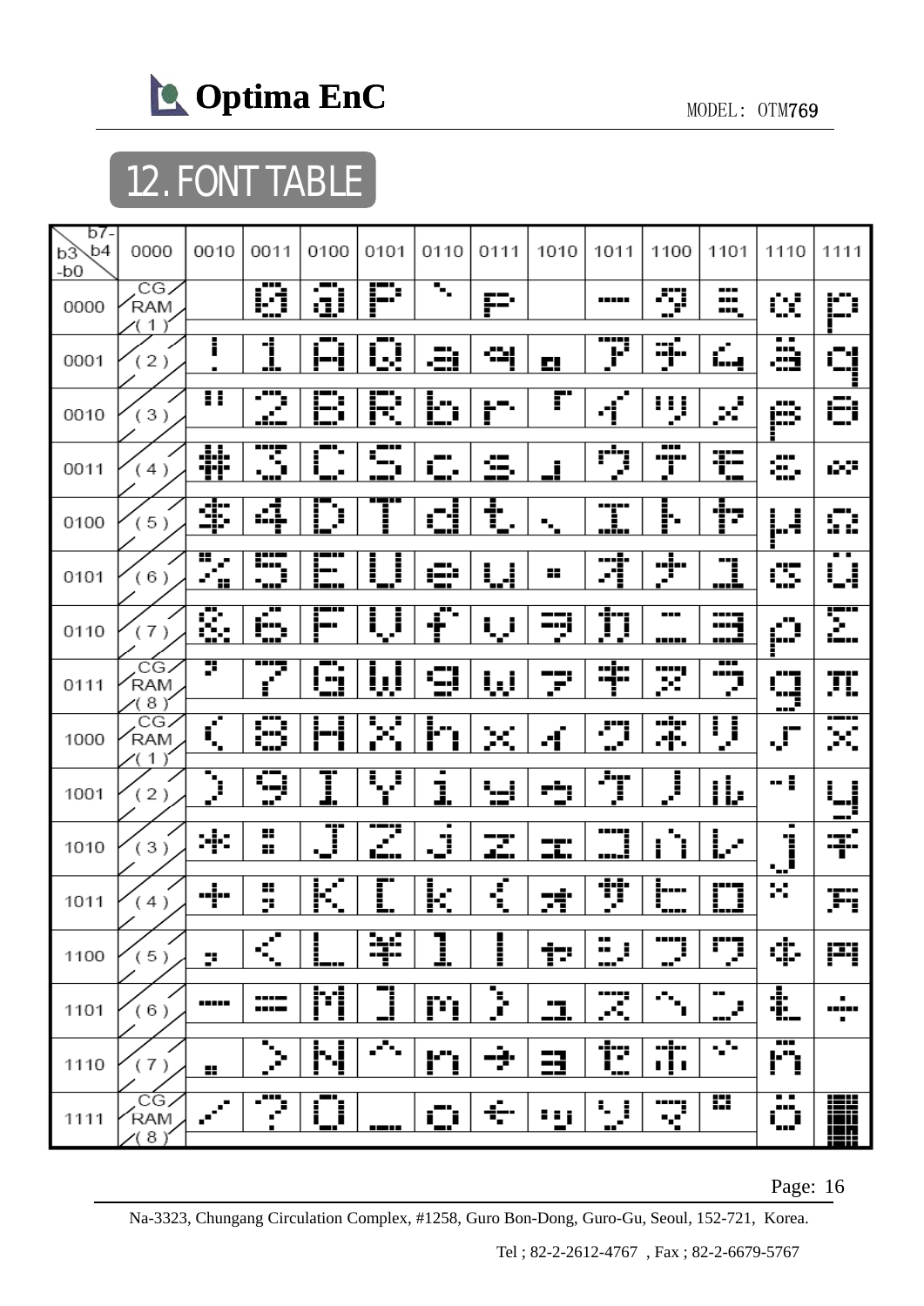## 12. FONT TABLE

| b7-b4 / b3-b0 | 0000 | 0010 | 0011 | 0100 | 0101 | 0110 | 0111 | 1010 | 1011 | 1100 | 1101 | 1110 | 1111 |
|---|---|---|---|---|---|---|---|---|---|---|---|---|---|
| 0000 | CG RAM (1) | | 0 | @ | P | ` | p | | ー | タ | ミ | α | p |
| 0001 | (2) | ! | 1 | A | Q | a | q | 。 | ア | チ | ム | ä | q |
| 0010 | (3) | " | 2 | B | R | b | r | 「 | イ | ツ | メ | β | θ |
| 0011 | (4) | # | 3 | C | S | c | s | 」 | ウ | テ | モ | ε | ∞ |
| 0100 | (5) | $ | 4 | D | T | d | t | 、 | エ | ト | ヤ | μ | Ω |
| 0101 | (6) | % | 5 | E | U | e | u | ・ | オ | ナ | ユ | σ | ü |
| 0110 | (7) | & | 6 | F | V | f | v | ヲ | カ | ニ | ヨ | ρ | Σ |
| 0111 | CG RAM (8) | ' | 7 | G | W | g | w | ァ | キ | ヌ | ラ | g | π |
| 1000 | CG RAM (1) | ( | 8 | H | X | h | x | ィ | ク | ネ | リ | √ | x̄ |
| 1001 | (2) | ) | 9 | I | Y | i | y | ゥ | ケ | ノ | ル | ⁻¹ | y |
| 1010 | (3) | * | : | J | Z | j | z | ェ | コ | ハ | レ | j | 千 |
| 1011 | (4) | + | ; | K | [ | k | { | ォ | サ | ヒ | ロ | ˣ | 万 |
| 1100 | (5) | , | < | L | ¥ | l | \| | ャ | シ | フ | ワ | ¢ | 円 |
| 1101 | (6) | - | = | M | ] | m | } | ュ | ス | ヘ | ン | £ | ÷ |
| 1110 | (7) | . | > | N | ^ | n | → | ョ | セ | ホ | ゛ | ñ | |
| 1111 | CG RAM (8) | / | ? | O | _ | o | ← | ッ | ソ | マ | ゜ | ö | █ |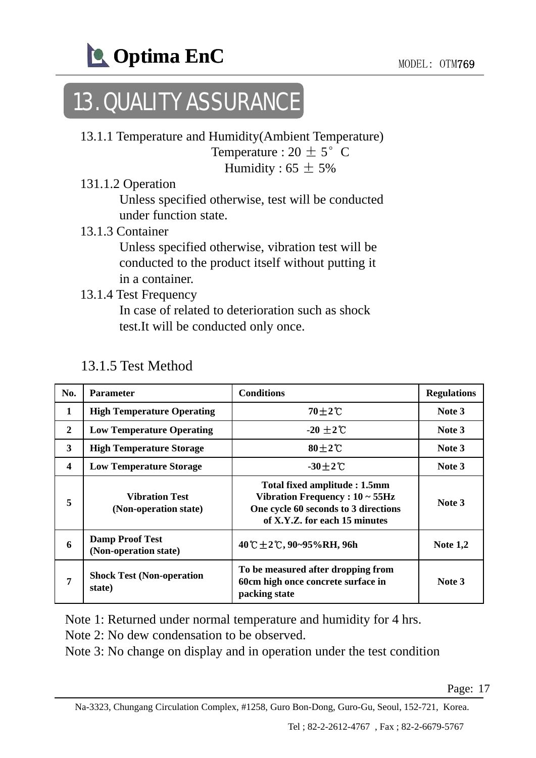# 13. QUALITY ASSURANCE

13.1.1 Temperature and Humidity(Ambient Temperature)

Temperature : 20 ± 5° C

Humidity : 65 ± 5%

131.1.2 Operation

Unless specified otherwise, test will be conducted under function state.

13.1.3 Container

Unless specified otherwise, vibration test will be conducted to the product itself without putting it in a container.

13.1.4 Test Frequency

In case of related to deterioration such as shock test.It will be conducted only once.

13.1.5 Test Method

| No. | Parameter | Conditions | Regulations |
|---|---|---|---|
| 1 | High Temperature Operating | 70±2℃ | Note 3 |
| 2 | Low Temperature Operating | -20 ±2℃ | Note 3 |
| 3 | High Temperature Storage | 80±2℃ | Note 3 |
| 4 | Low Temperature Storage | -30±2℃ | Note 3 |
| 5 | Vibration Test (Non-operation state) | Total fixed amplitude : 1.5mm Vibration Frequency : 10 ~ 55Hz One cycle 60 seconds to 3 directions of X.Y.Z. for each 15 minutes | Note 3 |
| 6 | Damp Proof Test (Non-operation state) | 40℃±2℃, 90~95%RH, 96h | Note 1,2 |
| 7 | Shock Test (Non-operation state) | To be measured after dropping from 60cm high once concrete surface in packing state | Note 3 |

Note 1: Returned under normal temperature and humidity for 4 hrs.

Note 2: No dew condensation to be observed.

Note 3: No change on display and in operation under the test condition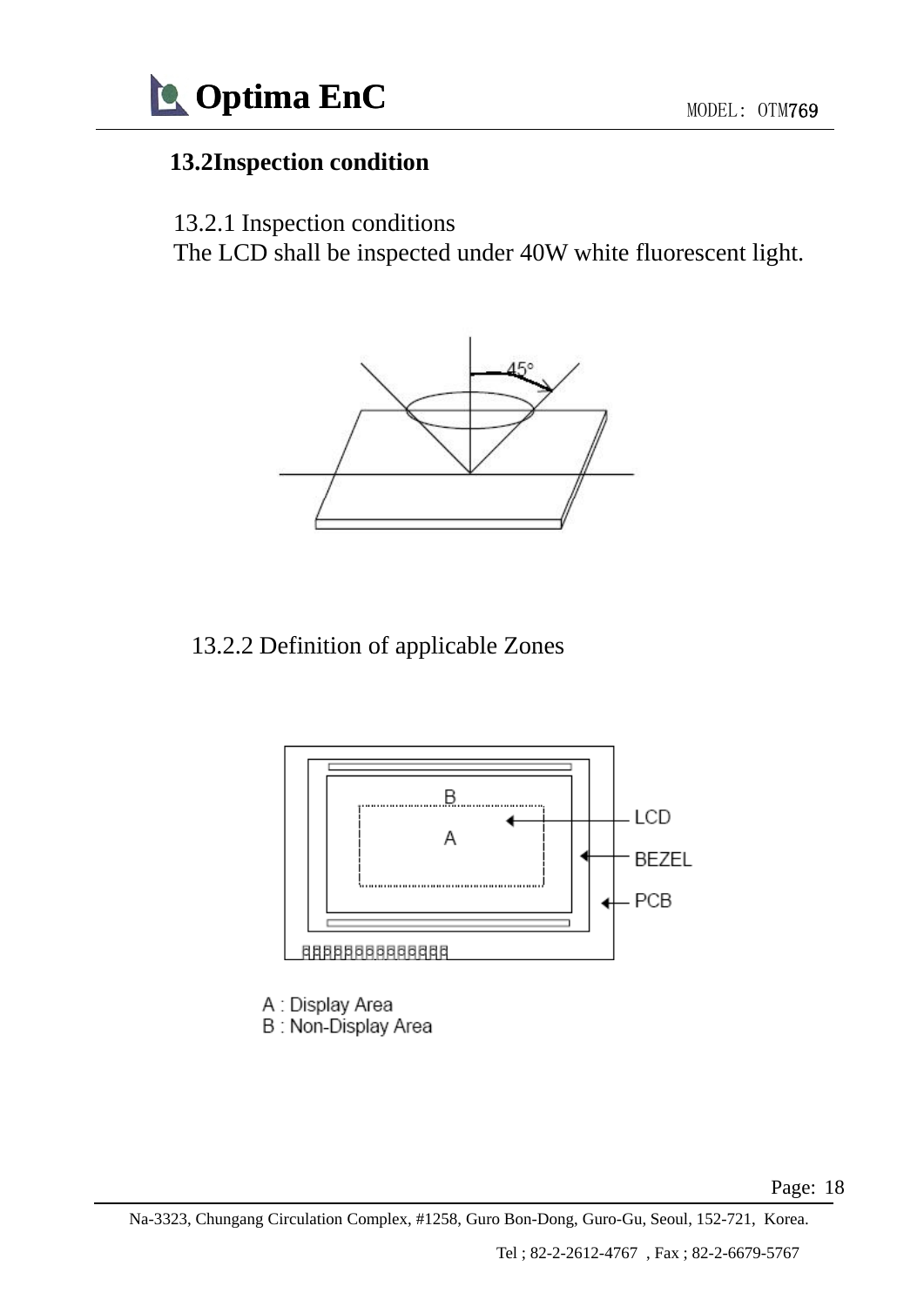## 13.2 Inspection condition

13.2.1 Inspection conditions

The LCD shall be inspected under 40W white fluorescent light.

13.2.2 Definition of applicable Zones

A : Display Area

B : Non-Display Area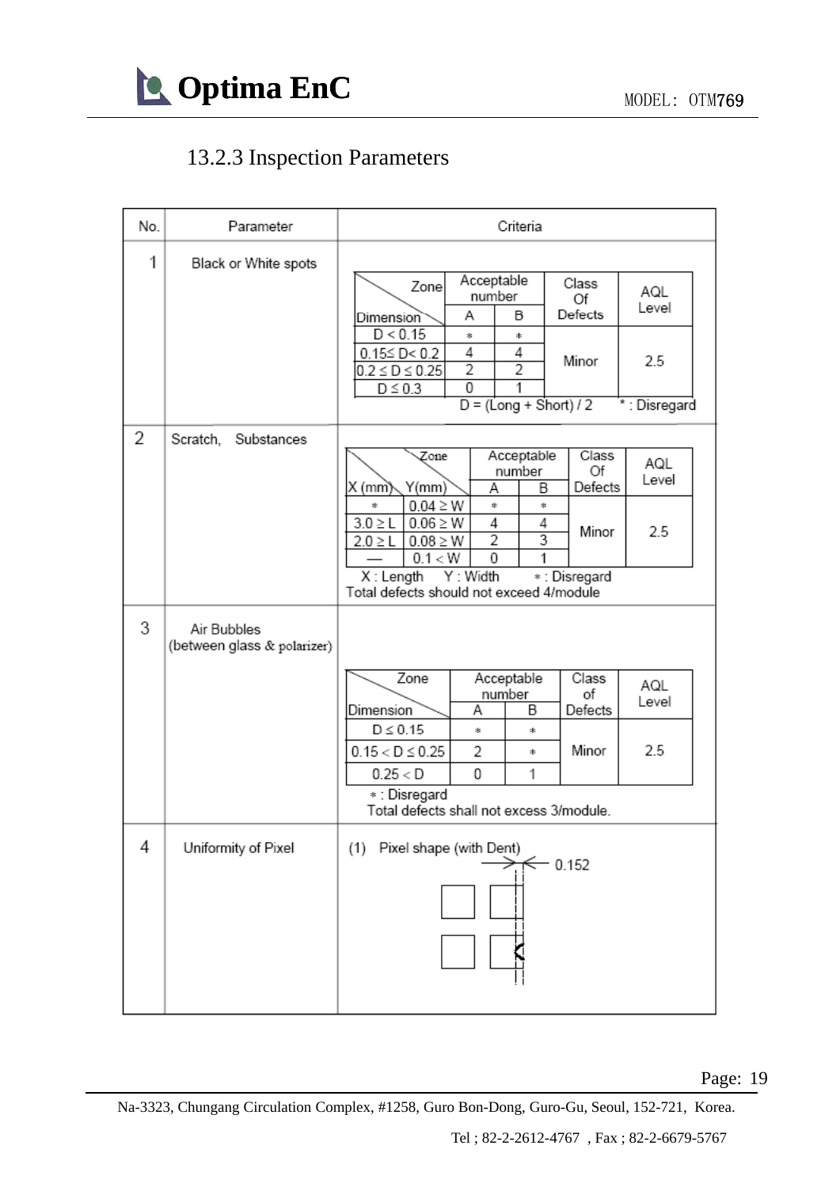### 13.2.3 Inspection Parameters

| No. | Parameter | Criteria |
|---|---|---|
| 1 | Black or White spots | (see table 1 below) |
| 2 | Scratch, Substances | (see table 2 below) |
| 3 | Air Bubbles (between glass & polarizer) | (see table 3 below) |
| 4 | Uniformity of Pixel | (1) Pixel shape (with Dent) 0.152 |

**1. Black or White spots**

| Dimension \ Zone | Acceptable number A | Acceptable number B | Class Of Defects | AQL Level |
|---|---|---|---|---|
| D < 0.15 | * | * | Minor | 2.5 |
| 0.15≤ D< 0.2 | 4 | 4 | | |
| 0.2 ≤ D ≤ 0.25 | 2 | 2 | | |
| D ≤ 0.3 | 0 | 1 | | |

D = (Long + Short) / 2　　* : Disregard

**2. Scratch, Substances**

| X (mm) | Y(mm) | Acceptable number A | Acceptable number B | Class Of Defects | AQL Level |
|---|---|---|---|---|---|
| * | 0.04 ≥ W | * | * | Minor | 2.5 |
| 3.0 ≥ L | 0.06 ≥ W | 4 | 4 | | |
| 2.0 ≥ L | 0.08 ≥ W | 2 | 3 | | |
| — | 0.1 < W | 0 | 1 | | |

X : Length　Y : Width　* : Disregard
Total defects should not exceed 4/module

**3. Air Bubbles (between glass & polarizer)**

| Dimension \ Zone | Acceptable number A | Acceptable number B | Class of Defects | AQL Level |
|---|---|---|---|---|
| D ≤ 0.15 | * | * | Minor | 2.5 |
| 0.15 < D ≤ 0.25 | 2 | * | | |
| 0.25 < D | 0 | 1 | | |

* : Disregard
Total defects shall not excess 3/module.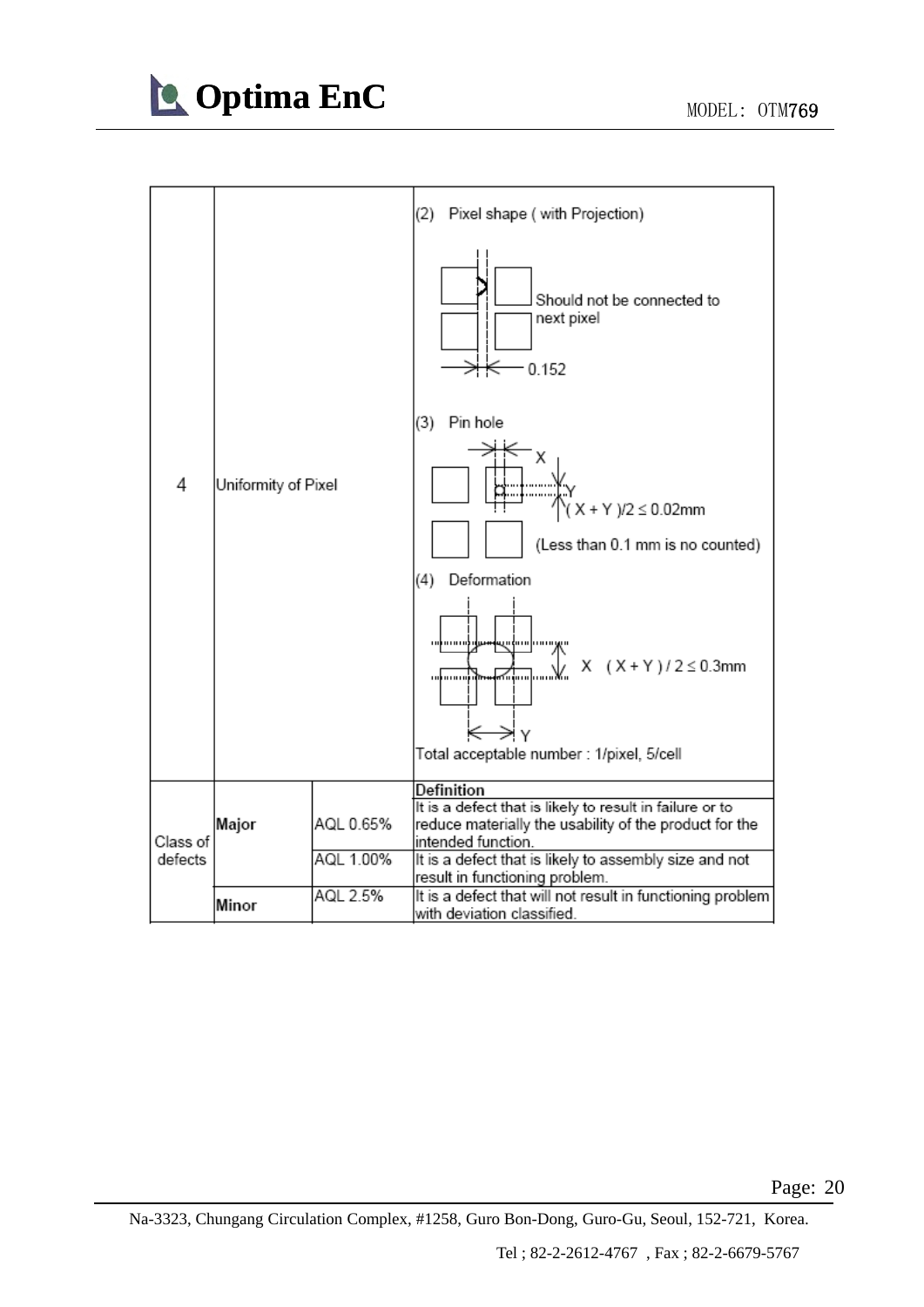| | | | |
|---|---|---|---|
| 4 | Uniformity of Pixel | | (2) Pixel shape ( with Projection)<br>Should not be connected to next pixel<br>0.152<br><br>(3) Pin hole<br>X<br>Y<br>$( X + Y )/2 \leq 0.02mm$<br>(Less than 0.1 mm is no counted)<br><br>(4) Deformation<br>X $( X + Y ) / 2 \leq 0.3mm$<br>Y<br>Total acceptable number : 1/pixel, 5/cell |
| Class of defects | | | **Definition** |
| | **Major** | AQL 0.65% | It is a defect that is likely to result in failure or to reduce materially the usability of the product for the intended function. |
| | | AQL 1.00% | It is a defect that is likely to assembly size and not result in functioning problem. |
| | **Minor** | AQL 2.5% | It is a defect that will not result in functioning problem with deviation classified. |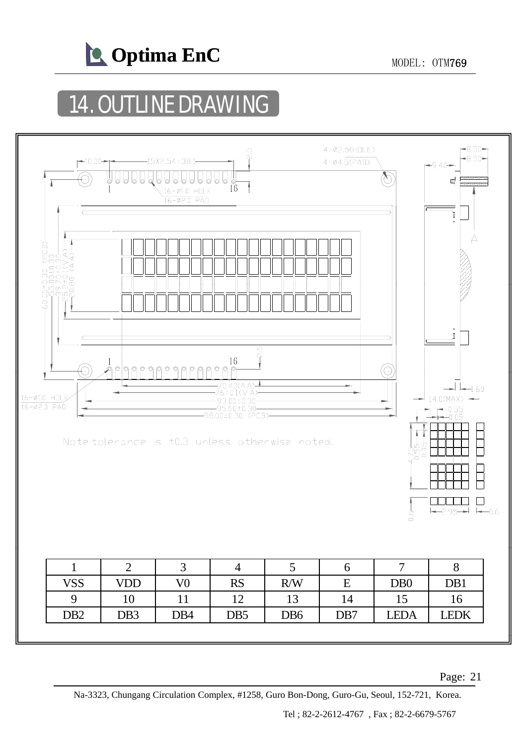## 14. OUTLINE DRAWING

Note:tolerance is ±0.3 unless otherwise noted.

| 1 | 2 | 3 | 4 | 5 | 6 | 7 | 8 |
|---|---|---|---|---|---|---|---|
| VSS | VDD | V0 | RS | R/W | E | DB0 | DB1 |
| 9 | 10 | 11 | 12 | 13 | 14 | 15 | 16 |
| DB2 | DB3 | DB4 | DB5 | DB6 | DB7 | LEDA | LEDK |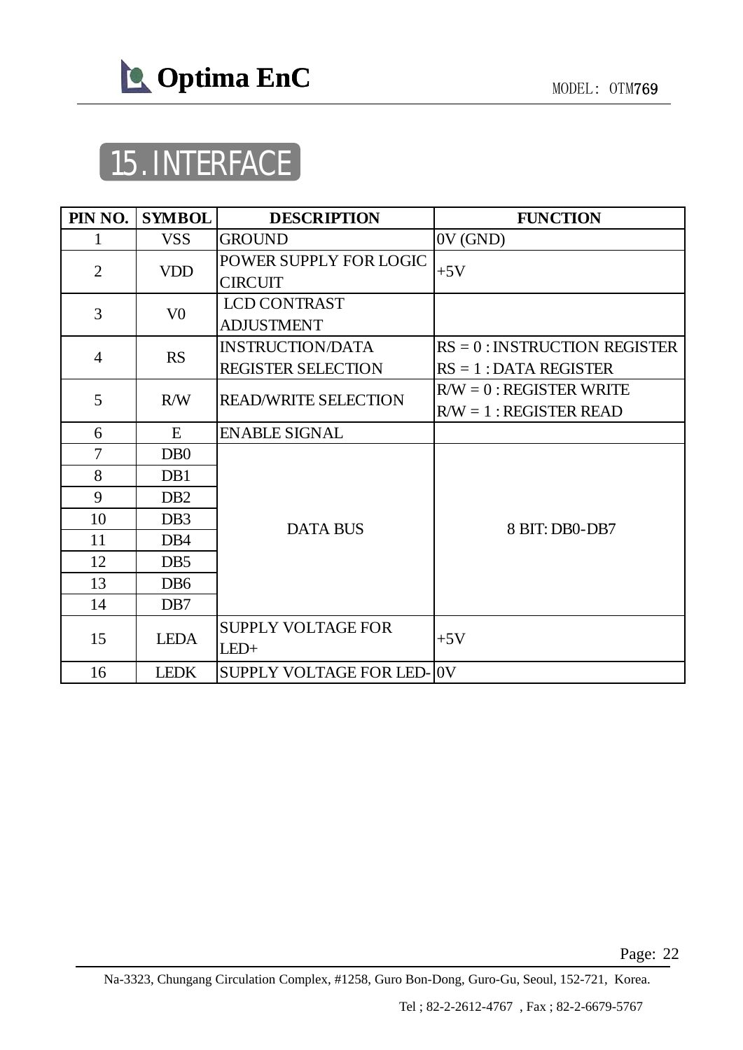# 15. INTERFACE

| PIN NO. | SYMBOL | DESCRIPTION | FUNCTION |
|---|---|---|---|
| 1 | VSS | GROUND | 0V (GND) |
| 2 | VDD | POWER SUPPLY FOR LOGIC CIRCUIT | +5V |
| 3 | V0 | LCD CONTRAST ADJUSTMENT | |
| 4 | RS | INSTRUCTION/DATA REGISTER SELECTION | RS = 0 : INSTRUCTION REGISTER<br>RS = 1 : DATA REGISTER |
| 5 | R/W | READ/WRITE SELECTION | R/W = 0 : REGISTER WRITE<br>R/W = 1 : REGISTER READ |
| 6 | E | ENABLE SIGNAL | |
| 7 | DB0 | DATA BUS | 8 BIT: DB0-DB7 |
| 8 | DB1 | | |
| 9 | DB2 | | |
| 10 | DB3 | | |
| 11 | DB4 | | |
| 12 | DB5 | | |
| 13 | DB6 | | |
| 14 | DB7 | | |
| 15 | LEDA | SUPPLY VOLTAGE FOR LED+ | +5V |
| 16 | LEDK | SUPPLY VOLTAGE FOR LED- | 0V |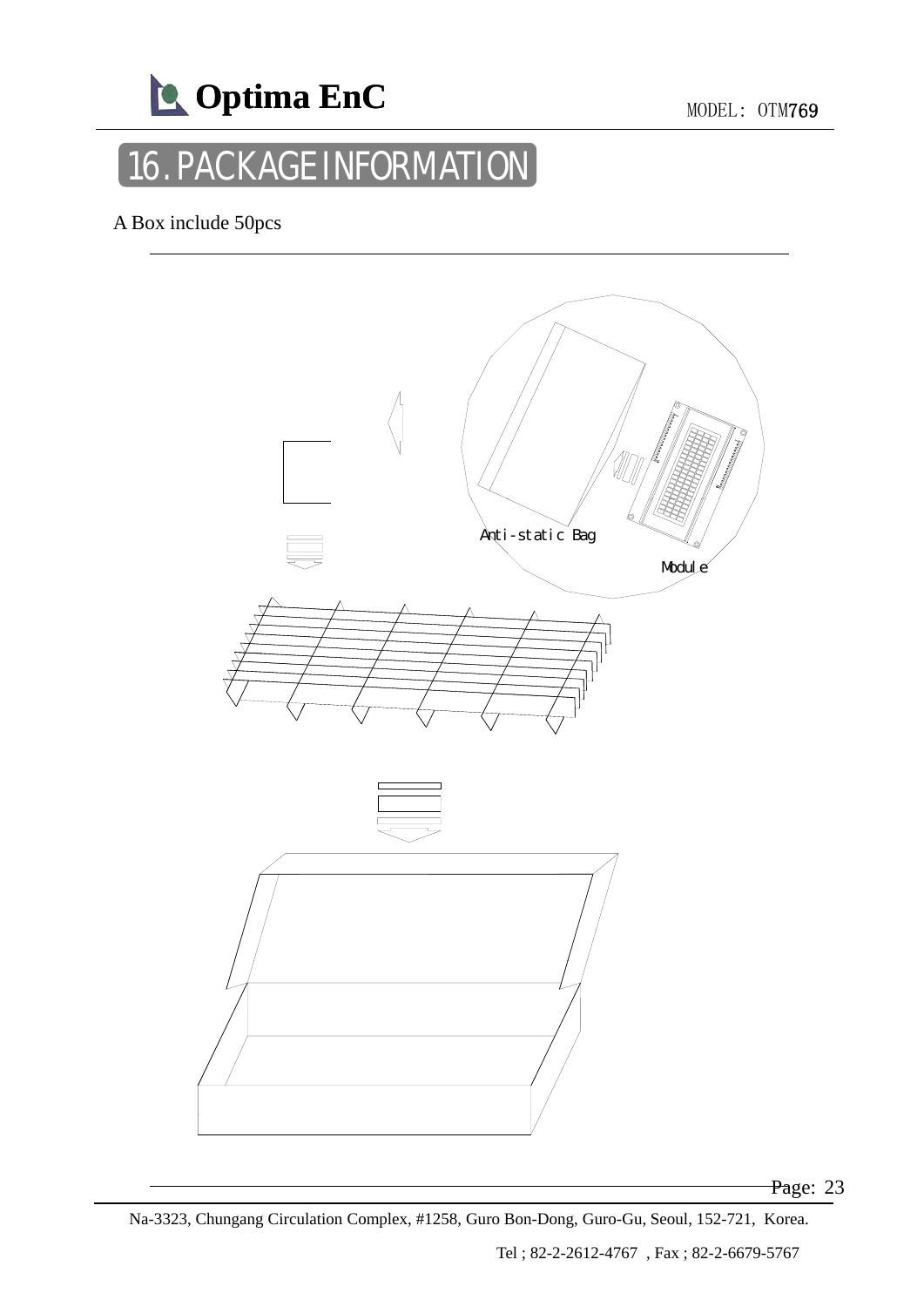# 16. PACKAGE INFORMATION

A Box include 50pcs

Anti-static Bag

Module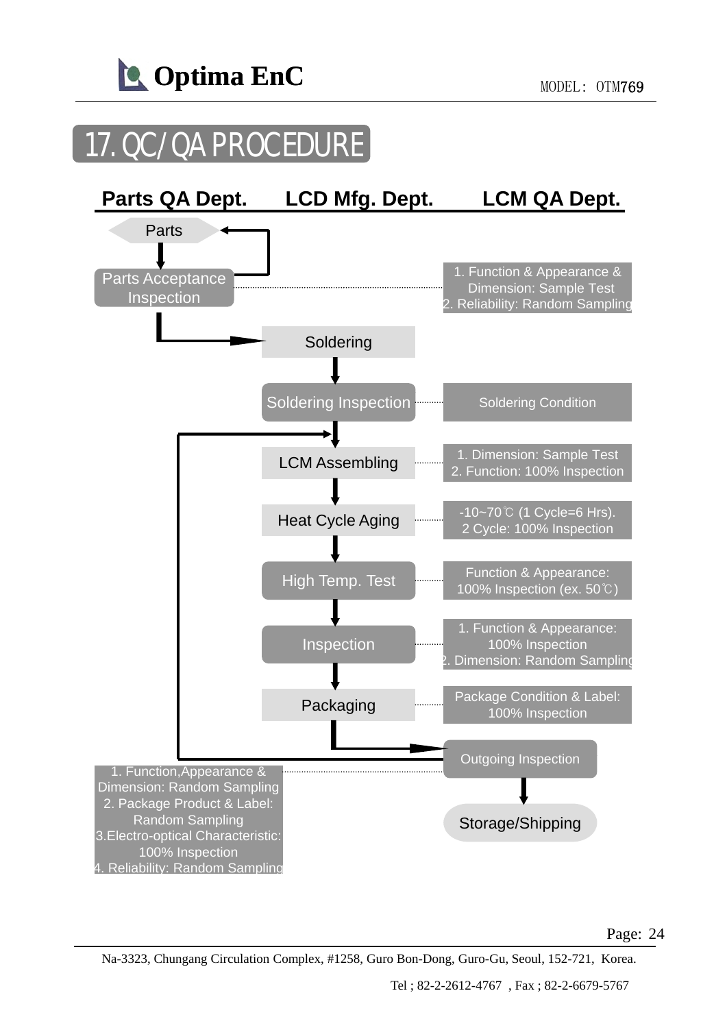## 17. QC/ QA PROCEDURE

| Parts QA Dept. | LCD Mfg. Dept. | LCM QA Dept. |
|---|---|---|
| Parts | | |
| Parts Acceptance Inspection | | 1. Function & Appearance & Dimension: Sample Test<br>2. Reliability: Random Sampling |
| | Soldering | |
| | Soldering Inspection | Soldering Condition |
| | LCM Assembling | 1. Dimension: Sample Test<br>2. Function: 100% Inspection |
| | Heat Cycle Aging | -10~70℃ (1 Cycle=6 Hrs).<br>2 Cycle: 100% Inspection |
| | High Temp. Test | Function & Appearance:<br>100% Inspection (ex. 50℃) |
| | Inspection | 1. Function & Appearance:<br>100% Inspection<br>2. Dimension: Random Sampling |
| | Packaging | Package Condition & Label:<br>100% Inspection |
| 1. Function,Appearance & Dimension: Random Sampling<br>2. Package Product & Label: Random Sampling<br>3.Electro-optical Characteristic: 100% Inspection<br>4. Reliability: Random Sampling | | Outgoing Inspection |
| | | Storage/Shipping |

Na-3323, Chungang Circulation Complex, #1258, Guro Bon-Dong, Guro-Gu, Seoul, 152-721, Korea.

Tel ; 82-2-2612-4767 , Fax ; 82-2-6679-5767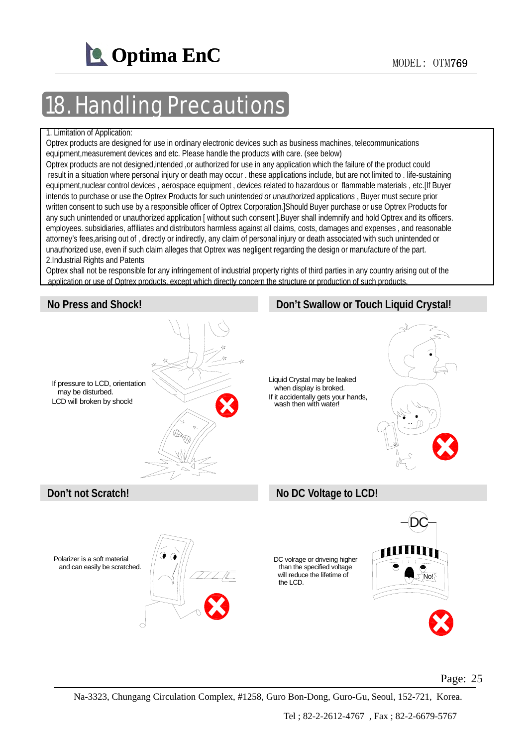# 18. Handling Precautions

1. Limitation of Application:

Optrex products are designed for use in ordinary electronic devices such as business machines, telecommunications equipment,measurement devices and etc. Please handle the products with care. (see below)

Optrex products are not designed,intended ,or authorized for use in any application which the failure of the product could result in a situation where personal injury or death may occur . these applications include, but are not limited to . life-sustaining equipment,nuclear control devices , aerospace equipment , devices related to hazardous or flammable materials , etc.[If Buyer intends to purchase or use the Optrex Products for *such unintended or unauthorized* applications , Buyer must secure prior written consent to such use by a responsible officer of Optrex Corporation.]Should Buyer purchase or use Optrex Products for any such unintended or unauthorized application [ without such consent ].Buyer shall indemnify and hold Optrex and its officers. employees. subsidiaries, affiliates and distributors harmless against all claims, costs, damages and expenses , and reasonable attorney's fees,arising out of , directly or indirectly, any claim of personal injury or death associated with such unintended or unauthorized use, even if such claim alleges that Optrex was negligent regarding the design or manufacture of the part.

2.Industrial Rights and Patents

Optrex shall not be responsible for any infringement of industrial property rights of third parties in any country arising out of the application or use of Optrex products, except which directly concern the structure or production of such products.

## No Press and Shock!

If pressure to LCD, orientation may be disturbed.
LCD will broken by shock!

## Don't Swallow or Touch Liquid Crystal!

Liquid Crystal may be leaked when display is broked.
If it accidentally gets your hands, wash then with water!

## Don't not Scratch!

Polarizer is a soft material and can easily be scratched.

## No DC Voltage to LCD!

DC volrage or driveing higher than the specified voltage will reduce the lifetime of the LCD.

DC

No!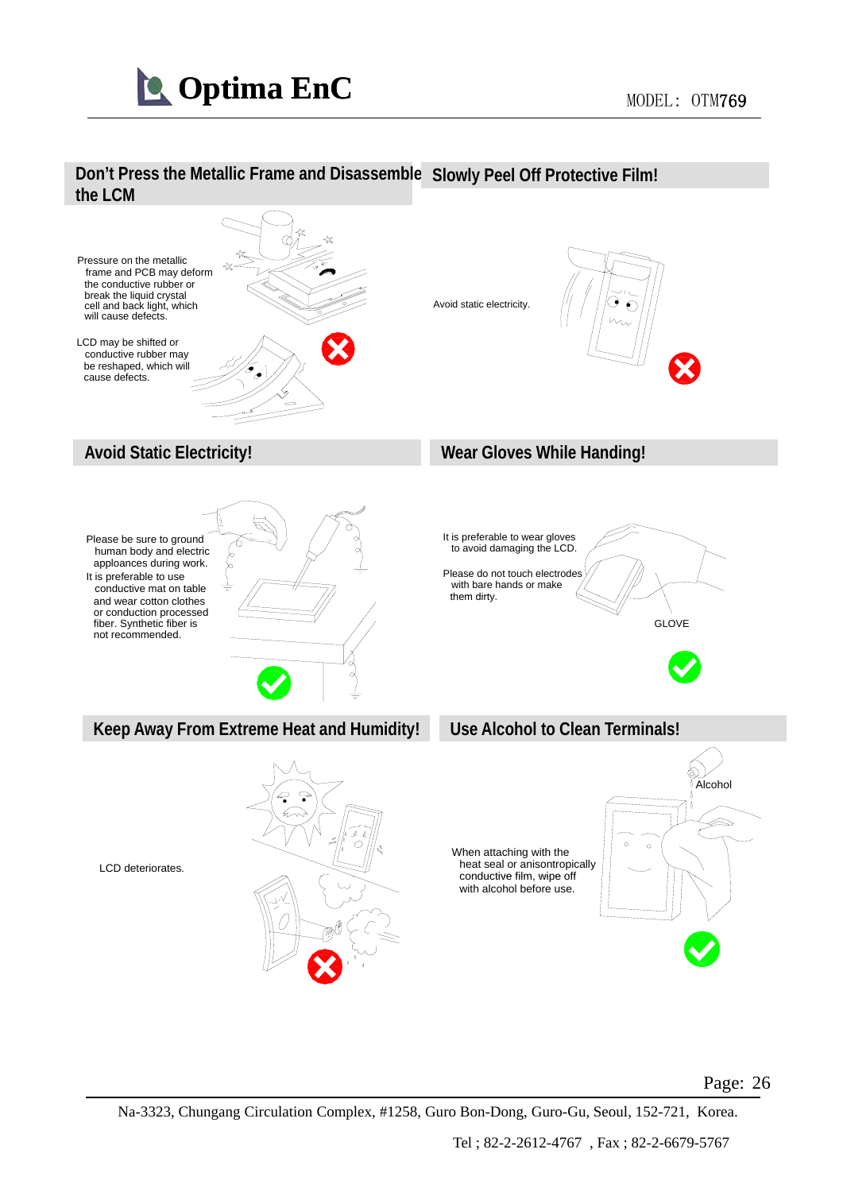## Don't Press the Metallic Frame and Disassemble the LCM

Pressure on the metallic frame and PCB may deform the conductive rubber or break the liquid crystal cell and back light, which will cause defects.

LCD may be shifted or conductive rubber may be reshaped, which will cause defects.

## Slowly Peel Off Protective Film!

Avoid static electricity.

## Avoid Static Electricity!

Please be sure to ground human body and electric applocances during work.
It is preferable to use conductive mat on table and wear cotton clothes or conduction processed fiber. Synthetic fiber is not recommended.

## Wear Gloves While Handing!

It is preferable to wear gloves to avoid damaging the LCD.

Please do not touch electrodes with bare hands or make them dirty.

GLOVE

## Keep Away From Extreme Heat and Humidity!

LCD deteriorates.

## Use Alcohol to Clean Terminals!

Alcohol

When attaching with the heat seal or anisontropically conductive film, wipe off with alcohol before use.

Na-3323, Chungang Circulation Complex, #1258, Guro Bon-Dong, Guro-Gu, Seoul, 152-721, Korea.

Tel ; 82-2-2612-4767 , Fax ; 82-2-6679-5767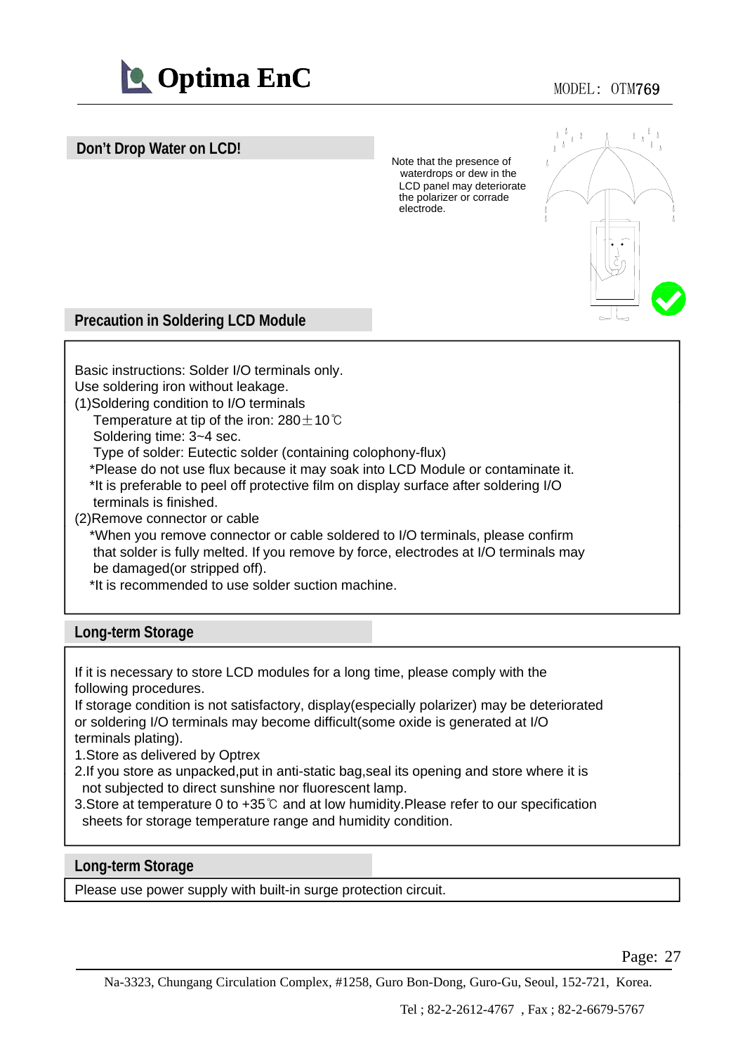## Don't Drop Water on LCD!

Note that the presence of waterdrops or dew in the LCD panel may deteriorate the polarizer or corrade electrode.

## Precaution in Soldering LCD Module

Basic instructions: Solder I/O terminals only.
Use soldering iron without leakage.
(1)Soldering condition to I/O terminals
  Temperature at tip of the iron: 280±10℃
  Soldering time: 3~4 sec.
  Type of solder: Eutectic solder (containing colophony-flux)
 *Please do not use flux because it may soak into LCD Module or contaminate it.
 *It is preferable to peel off protective film on display surface after soldering I/O terminals is finished.
(2)Remove connector or cable
 *When you remove connector or cable soldered to I/O terminals, please confirm that solder is fully melted. If you remove by force, electrodes at I/O terminals may be damaged(or stripped off).
 *It is recommended to use solder suction machine.

## Long-term Storage

If it is necessary to store LCD modules for a long time, please comply with the following procedures.
If storage condition is not satisfactory, display(especially polarizer) may be deteriorated or soldering I/O terminals may become difficult(some oxide is generated at I/O terminals plating).

1. Store as delivered by Optrex
2. If you store as unpacked,put in anti-static bag,seal its opening and store where it is not subjected to direct sunshine nor fluorescent lamp.
3. Store at temperature 0 to +35℃ and at low humidity.Please refer to our specification sheets for storage temperature range and humidity condition.

## Long-term Storage

Please use power supply with built-in surge protection circuit.